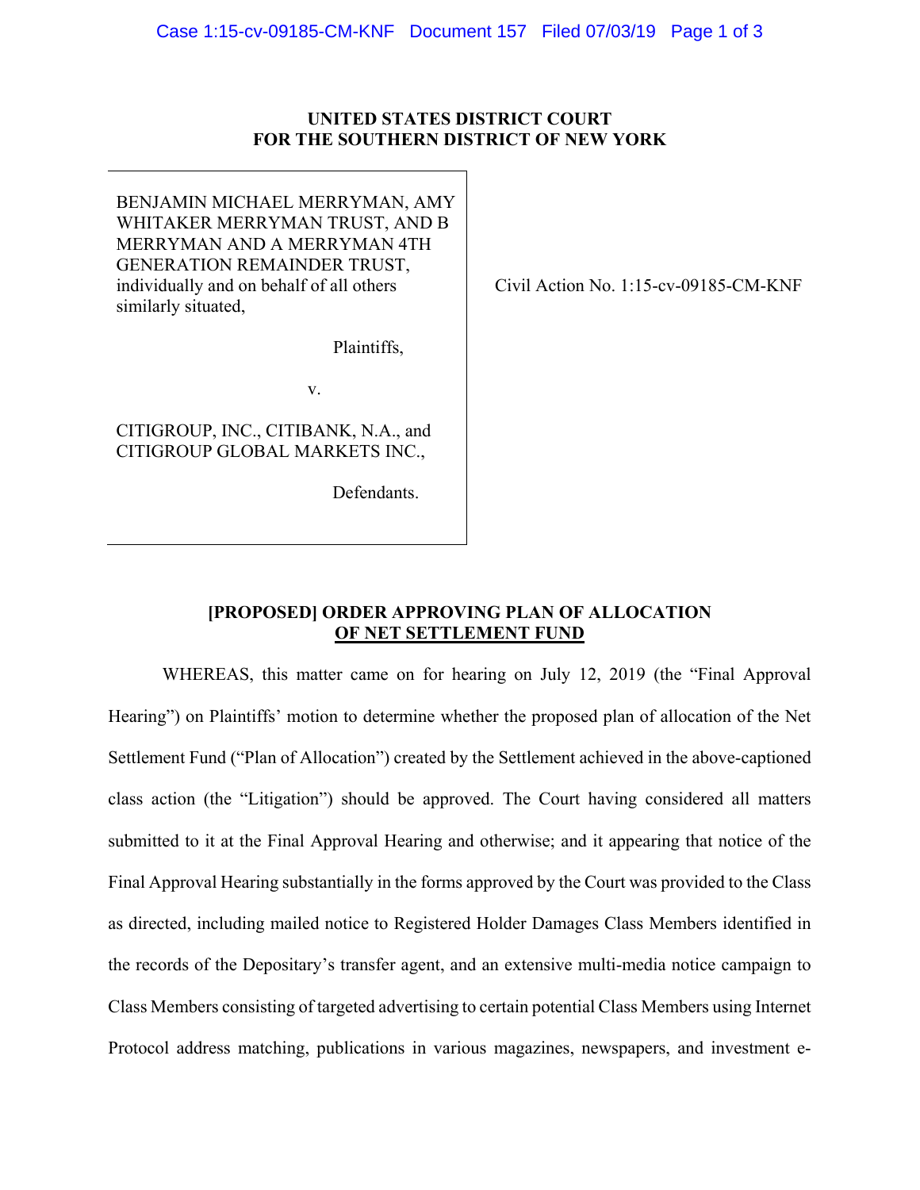**UNITED STATES DISTRICT COURT**
**FOR THE SOUTHERN DISTRICT OF NEW YORK**

| | |
|---|---|
| BENJAMIN MICHAEL MERRYMAN, AMY WHITAKER MERRYMAN TRUST, AND B MERRYMAN AND A MERRYMAN 4TH GENERATION REMAINDER TRUST, individually and on behalf of all others similarly situated,<br><br>Plaintiffs,<br><br>v.<br><br>CITIGROUP, INC., CITIBANK, N.A., and CITIGROUP GLOBAL MARKETS INC.,<br><br>Defendants. | Civil Action No. 1:15-cv-09185-CM-KNF |

## [PROPOSED] ORDER APPROVING PLAN OF ALLOCATION OF NET SETTLEMENT FUND

WHEREAS, this matter came on for hearing on July 12, 2019 (the "Final Approval Hearing") on Plaintiffs' motion to determine whether the proposed plan of allocation of the Net Settlement Fund ("Plan of Allocation") created by the Settlement achieved in the above-captioned class action (the "Litigation") should be approved. The Court having considered all matters submitted to it at the Final Approval Hearing and otherwise; and it appearing that notice of the Final Approval Hearing substantially in the forms approved by the Court was provided to the Class as directed, including mailed notice to Registered Holder Damages Class Members identified in the records of the Depositary's transfer agent, and an extensive multi-media notice campaign to Class Members consisting of targeted advertising to certain potential Class Members using Internet Protocol address matching, publications in various magazines, newspapers, and investment e-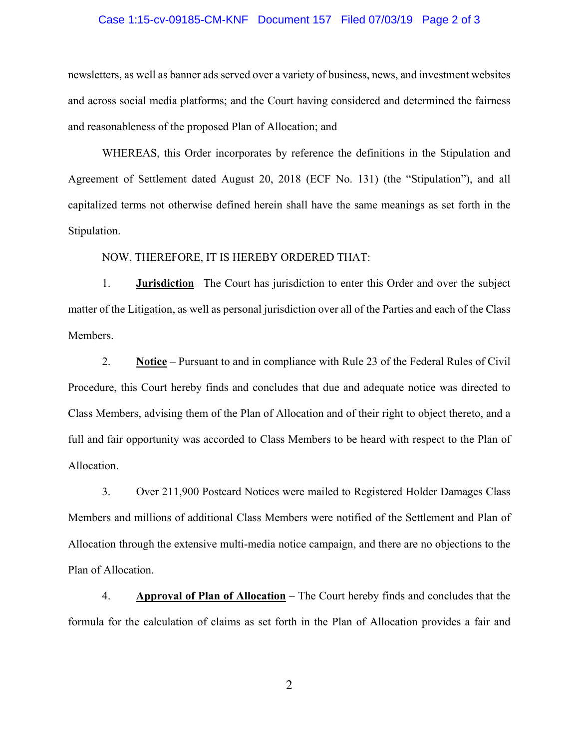newsletters, as well as banner ads served over a variety of business, news, and investment websites and across social media platforms; and the Court having considered and determined the fairness and reasonableness of the proposed Plan of Allocation; and

WHEREAS, this Order incorporates by reference the definitions in the Stipulation and Agreement of Settlement dated August 20, 2018 (ECF No. 131) (the "Stipulation"), and all capitalized terms not otherwise defined herein shall have the same meanings as set forth in the Stipulation.

NOW, THEREFORE, IT IS HEREBY ORDERED THAT:

1. **Jurisdiction** –The Court has jurisdiction to enter this Order and over the subject matter of the Litigation, as well as personal jurisdiction over all of the Parties and each of the Class Members.

2. **Notice** – Pursuant to and in compliance with Rule 23 of the Federal Rules of Civil Procedure, this Court hereby finds and concludes that due and adequate notice was directed to Class Members, advising them of the Plan of Allocation and of their right to object thereto, and a full and fair opportunity was accorded to Class Members to be heard with respect to the Plan of Allocation.

3. Over 211,900 Postcard Notices were mailed to Registered Holder Damages Class Members and millions of additional Class Members were notified of the Settlement and Plan of Allocation through the extensive multi-media notice campaign, and there are no objections to the Plan of Allocation.

4. **Approval of Plan of Allocation** – The Court hereby finds and concludes that the formula for the calculation of claims as set forth in the Plan of Allocation provides a fair and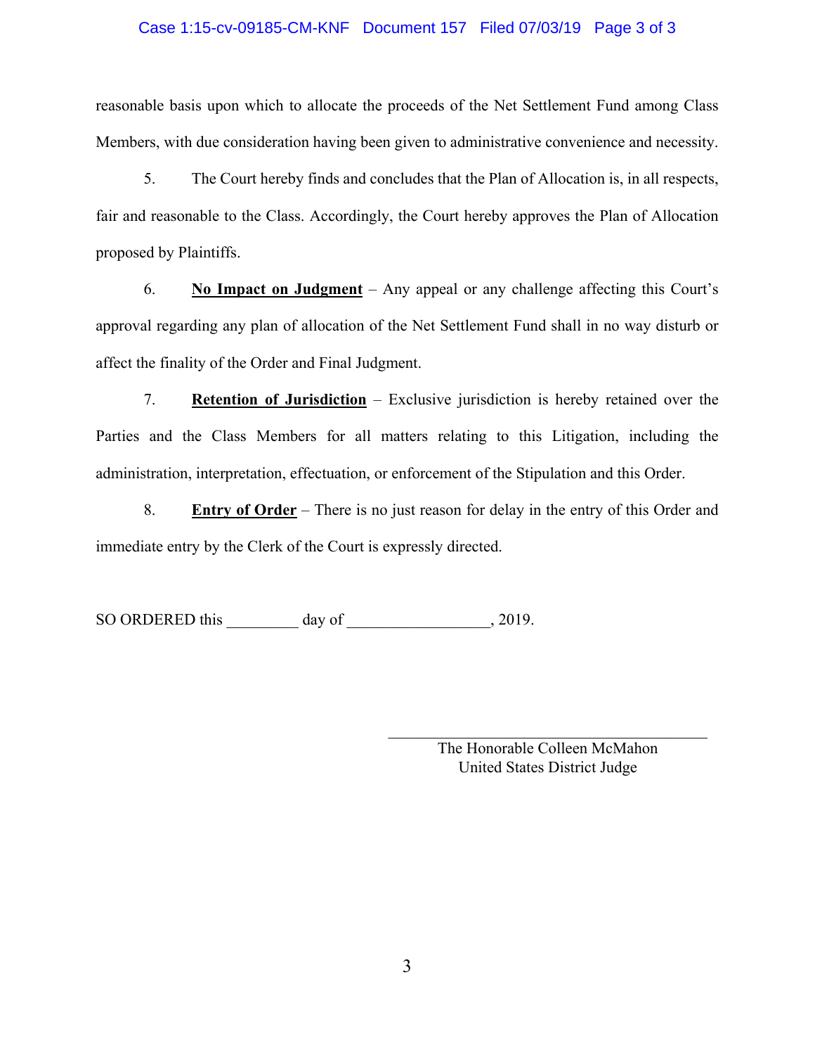reasonable basis upon which to allocate the proceeds of the Net Settlement Fund among Class Members, with due consideration having been given to administrative convenience and necessity.

5. The Court hereby finds and concludes that the Plan of Allocation is, in all respects, fair and reasonable to the Class. Accordingly, the Court hereby approves the Plan of Allocation proposed by Plaintiffs.

6. **No Impact on Judgment** – Any appeal or any challenge affecting this Court's approval regarding any plan of allocation of the Net Settlement Fund shall in no way disturb or affect the finality of the Order and Final Judgment.

7. **Retention of Jurisdiction** – Exclusive jurisdiction is hereby retained over the Parties and the Class Members for all matters relating to this Litigation, including the administration, interpretation, effectuation, or enforcement of the Stipulation and this Order.

8. **Entry of Order** – There is no just reason for delay in the entry of this Order and immediate entry by the Clerk of the Court is expressly directed.

SO ORDERED this _________ day of __________________, 2019.

_______________________________________
The Honorable Colleen McMahon
United States District Judge